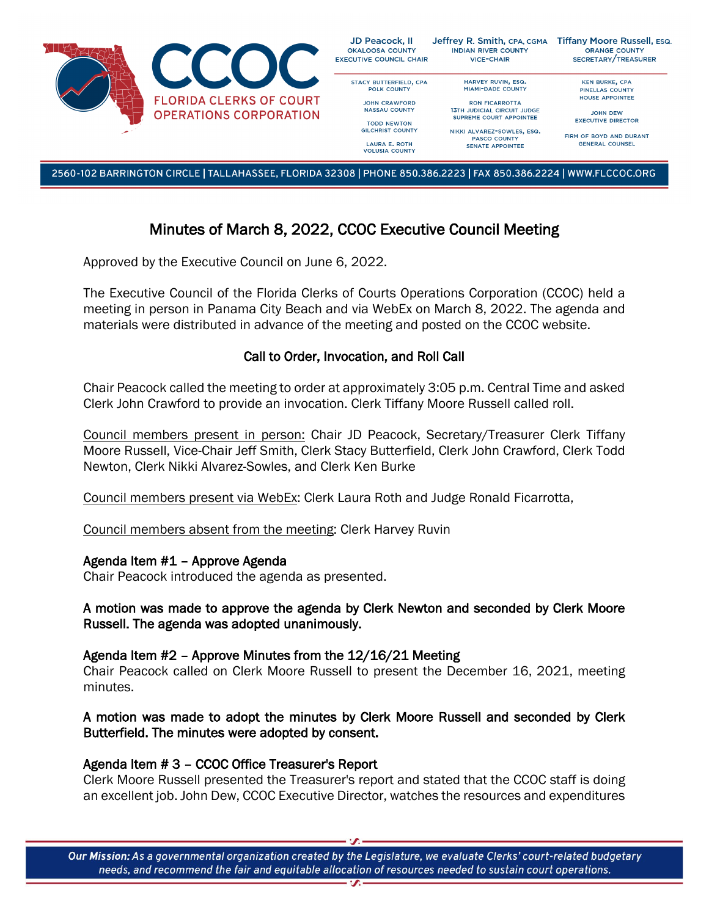CCOC
FLORIDA CLERKS OF COURT OPERATIONS CORPORATION

JD Peacock, II, OKALOOSA COUNTY, EXECUTIVE COUNCIL CHAIR
Jeffrey R. Smith, CPA, CGMA, INDIAN RIVER COUNTY, VICE-CHAIR
Tiffany Moore Russell, ESQ., ORANGE COUNTY, SECRETARY/TREASURER

STACY BUTTERFIELD, CPA, POLK COUNTY
JOHN CRAWFORD, NASSAU COUNTY
TODD NEWTON, GILCHRIST COUNTY
LAURA E. ROTH, VOLUSIA COUNTY
HARVEY RUVIN, ESQ., MIAMI-DADE COUNTY
RON FICARROTTA, 13TH JUDICIAL CIRCUIT JUDGE, SUPREME COURT APPOINTEE
NIKKI ALVAREZ-SOWLES, ESQ., PASCO COUNTY, SENATE APPOINTEE
KEN BURKE, CPA, PINELLAS COUNTY, HOUSE APPOINTEE
JOHN DEW, EXECUTIVE DIRECTOR
FIRM OF BOYD AND DURANT, GENERAL COUNSEL

2560-102 BARRINGTON CIRCLE | TALLAHASSEE, FLORIDA 32308 | PHONE 850.386.2223 | FAX 850.386.2224 | WWW.FLCCOC.ORG

# Minutes of March 8, 2022, CCOC Executive Council Meeting

Approved by the Executive Council on June 6, 2022.

The Executive Council of the Florida Clerks of Courts Operations Corporation (CCOC) held a meeting in person in Panama City Beach and via WebEx on March 8, 2022. The agenda and materials were distributed in advance of the meeting and posted on the CCOC website.

## Call to Order, Invocation, and Roll Call

Chair Peacock called the meeting to order at approximately 3:05 p.m. Central Time and asked Clerk John Crawford to provide an invocation. Clerk Tiffany Moore Russell called roll.

Council members present in person: Chair JD Peacock, Secretary/Treasurer Clerk Tiffany Moore Russell, Vice-Chair Jeff Smith, Clerk Stacy Butterfield, Clerk John Crawford, Clerk Todd Newton, Clerk Nikki Alvarez-Sowles, and Clerk Ken Burke

Council members present via WebEx: Clerk Laura Roth and Judge Ronald Ficarrotta,

Council members absent from the meeting: Clerk Harvey Ruvin

### Agenda Item #1 – Approve Agenda

Chair Peacock introduced the agenda as presented.

**A motion was made to approve the agenda by Clerk Newton and seconded by Clerk Moore Russell. The agenda was adopted unanimously.**

### Agenda Item #2 – Approve Minutes from the 12/16/21 Meeting

Chair Peacock called on Clerk Moore Russell to present the December 16, 2021, meeting minutes.

**A motion was made to adopt the minutes by Clerk Moore Russell and seconded by Clerk Butterfield. The minutes were adopted by consent.**

### Agenda Item # 3 – CCOC Office Treasurer's Report

Clerk Moore Russell presented the Treasurer's report and stated that the CCOC staff is doing an excellent job. John Dew, CCOC Executive Director, watches the resources and expenditures

*Our Mission: As a governmental organization created by the Legislature, we evaluate Clerks' court-related budgetary needs, and recommend the fair and equitable allocation of resources needed to sustain court operations.*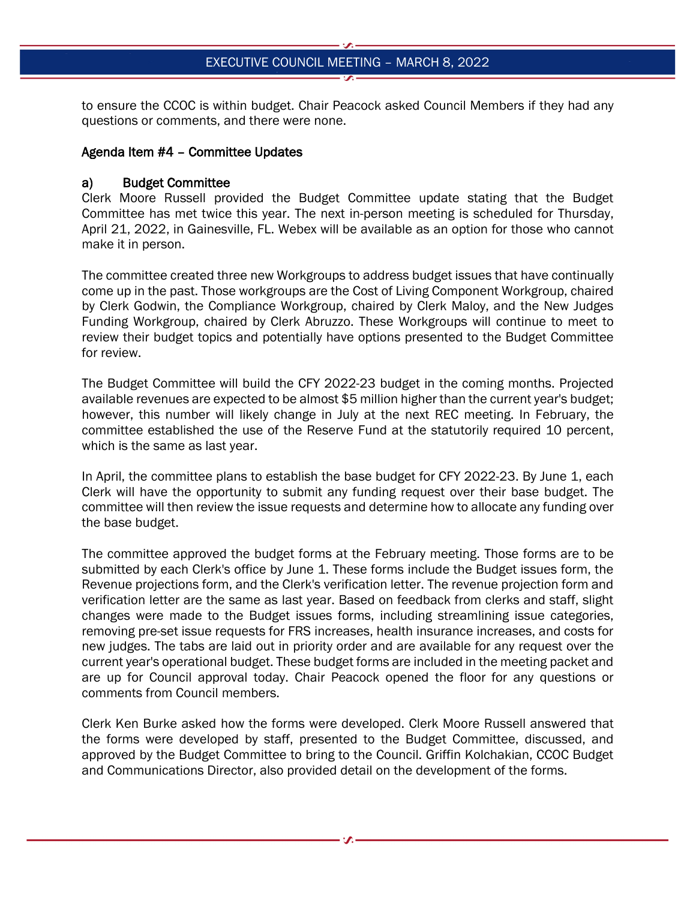to ensure the CCOC is within budget. Chair Peacock asked Council Members if they had any questions or comments, and there were none.

## Agenda Item #4 – Committee Updates

### a) Budget Committee

Clerk Moore Russell provided the Budget Committee update stating that the Budget Committee has met twice this year. The next in-person meeting is scheduled for Thursday, April 21, 2022, in Gainesville, FL. Webex will be available as an option for those who cannot make it in person.

The committee created three new Workgroups to address budget issues that have continually come up in the past. Those workgroups are the Cost of Living Component Workgroup, chaired by Clerk Godwin, the Compliance Workgroup, chaired by Clerk Maloy, and the New Judges Funding Workgroup, chaired by Clerk Abruzzo. These Workgroups will continue to meet to review their budget topics and potentially have options presented to the Budget Committee for review.

The Budget Committee will build the CFY 2022-23 budget in the coming months. Projected available revenues are expected to be almost $5 million higher than the current year's budget; however, this number will likely change in July at the next REC meeting. In February, the committee established the use of the Reserve Fund at the statutorily required 10 percent, which is the same as last year.

In April, the committee plans to establish the base budget for CFY 2022-23. By June 1, each Clerk will have the opportunity to submit any funding request over their base budget. The committee will then review the issue requests and determine how to allocate any funding over the base budget.

The committee approved the budget forms at the February meeting. Those forms are to be submitted by each Clerk's office by June 1. These forms include the Budget issues form, the Revenue projections form, and the Clerk's verification letter. The revenue projection form and verification letter are the same as last year. Based on feedback from clerks and staff, slight changes were made to the Budget issues forms, including streamlining issue categories, removing pre-set issue requests for FRS increases, health insurance increases, and costs for new judges. The tabs are laid out in priority order and are available for any request over the current year's operational budget. These budget forms are included in the meeting packet and are up for Council approval today. Chair Peacock opened the floor for any questions or comments from Council members.

Clerk Ken Burke asked how the forms were developed. Clerk Moore Russell answered that the forms were developed by staff, presented to the Budget Committee, discussed, and approved by the Budget Committee to bring to the Council. Griffin Kolchakian, CCOC Budget and Communications Director, also provided detail on the development of the forms.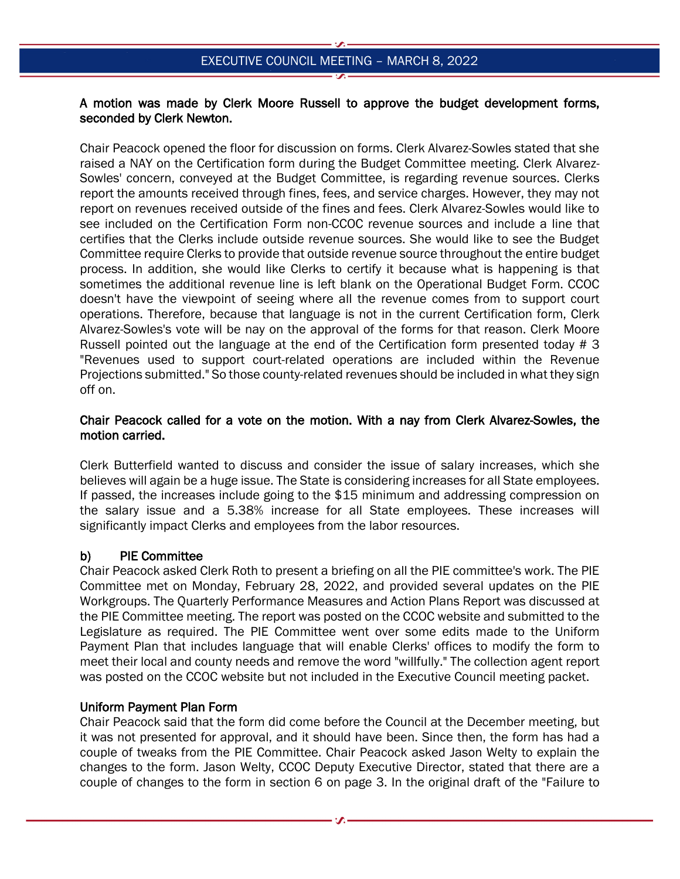**A motion was made by Clerk Moore Russell to approve the budget development forms, seconded by Clerk Newton.**

Chair Peacock opened the floor for discussion on forms. Clerk Alvarez-Sowles stated that she raised a NAY on the Certification form during the Budget Committee meeting. Clerk Alvarez-Sowles' concern, conveyed at the Budget Committee, is regarding revenue sources. Clerks report the amounts received through fines, fees, and service charges. However, they may not report on revenues received outside of the fines and fees. Clerk Alvarez-Sowles would like to see included on the Certification Form non-CCOC revenue sources and include a line that certifies that the Clerks include outside revenue sources. She would like to see the Budget Committee require Clerks to provide that outside revenue source throughout the entire budget process. In addition, she would like Clerks to certify it because what is happening is that sometimes the additional revenue line is left blank on the Operational Budget Form. CCOC doesn't have the viewpoint of seeing where all the revenue comes from to support court operations. Therefore, because that language is not in the current Certification form, Clerk Alvarez-Sowles's vote will be nay on the approval of the forms for that reason. Clerk Moore Russell pointed out the language at the end of the Certification form presented today # 3 "Revenues used to support court-related operations are included within the Revenue Projections submitted." So those county-related revenues should be included in what they sign off on.

**Chair Peacock called for a vote on the motion. With a nay from Clerk Alvarez-Sowles, the motion carried.**

Clerk Butterfield wanted to discuss and consider the issue of salary increases, which she believes will again be a huge issue. The State is considering increases for all State employees. If passed, the increases include going to the $15 minimum and addressing compression on the salary issue and a 5.38% increase for all State employees. These increases will significantly impact Clerks and employees from the labor resources.

**b) PIE Committee**

Chair Peacock asked Clerk Roth to present a briefing on all the PIE committee's work. The PIE Committee met on Monday, February 28, 2022, and provided several updates on the PIE Workgroups. The Quarterly Performance Measures and Action Plans Report was discussed at the PIE Committee meeting. The report was posted on the CCOC website and submitted to the Legislature as required. The PIE Committee went over some edits made to the Uniform Payment Plan that includes language that will enable Clerks' offices to modify the form to meet their local and county needs and remove the word "willfully." The collection agent report was posted on the CCOC website but not included in the Executive Council meeting packet.

**Uniform Payment Plan Form**

Chair Peacock said that the form did come before the Council at the December meeting, but it was not presented for approval, and it should have been. Since then, the form has had a couple of tweaks from the PIE Committee. Chair Peacock asked Jason Welty to explain the changes to the form. Jason Welty, CCOC Deputy Executive Director, stated that there are a couple of changes to the form in section 6 on page 3. In the original draft of the "Failure to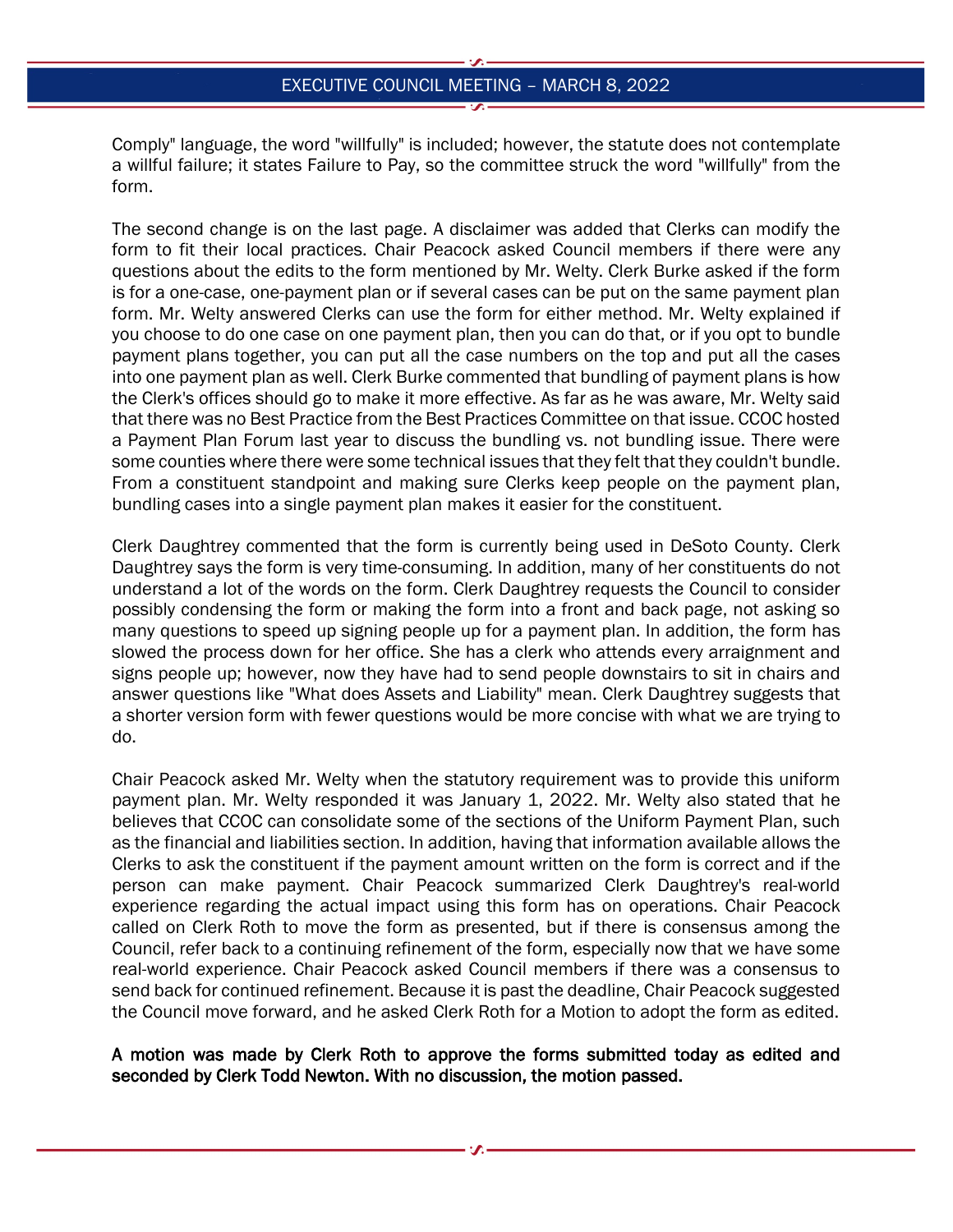Comply" language, the word "willfully" is included; however, the statute does not contemplate a willful failure; it states Failure to Pay, so the committee struck the word "willfully" from the form.

The second change is on the last page. A disclaimer was added that Clerks can modify the form to fit their local practices. Chair Peacock asked Council members if there were any questions about the edits to the form mentioned by Mr. Welty. Clerk Burke asked if the form is for a one-case, one-payment plan or if several cases can be put on the same payment plan form. Mr. Welty answered Clerks can use the form for either method. Mr. Welty explained if you choose to do one case on one payment plan, then you can do that, or if you opt to bundle payment plans together, you can put all the case numbers on the top and put all the cases into one payment plan as well. Clerk Burke commented that bundling of payment plans is how the Clerk's offices should go to make it more effective. As far as he was aware, Mr. Welty said that there was no Best Practice from the Best Practices Committee on that issue. CCOC hosted a Payment Plan Forum last year to discuss the bundling vs. not bundling issue. There were some counties where there were some technical issues that they felt that they couldn't bundle. From a constituent standpoint and making sure Clerks keep people on the payment plan, bundling cases into a single payment plan makes it easier for the constituent.

Clerk Daughtrey commented that the form is currently being used in DeSoto County. Clerk Daughtrey says the form is very time-consuming. In addition, many of her constituents do not understand a lot of the words on the form. Clerk Daughtrey requests the Council to consider possibly condensing the form or making the form into a front and back page, not asking so many questions to speed up signing people up for a payment plan. In addition, the form has slowed the process down for her office. She has a clerk who attends every arraignment and signs people up; however, now they have had to send people downstairs to sit in chairs and answer questions like "What does Assets and Liability" mean. Clerk Daughtrey suggests that a shorter version form with fewer questions would be more concise with what we are trying to do.

Chair Peacock asked Mr. Welty when the statutory requirement was to provide this uniform payment plan. Mr. Welty responded it was January 1, 2022. Mr. Welty also stated that he believes that CCOC can consolidate some of the sections of the Uniform Payment Plan, such as the financial and liabilities section. In addition, having that information available allows the Clerks to ask the constituent if the payment amount written on the form is correct and if the person can make payment. Chair Peacock summarized Clerk Daughtrey's real-world experience regarding the actual impact using this form has on operations. Chair Peacock called on Clerk Roth to move the form as presented, but if there is consensus among the Council, refer back to a continuing refinement of the form, especially now that we have some real-world experience. Chair Peacock asked Council members if there was a consensus to send back for continued refinement. Because it is past the deadline, Chair Peacock suggested the Council move forward, and he asked Clerk Roth for a Motion to adopt the form as edited.

**A motion was made by Clerk Roth to approve the forms submitted today as edited and seconded by Clerk Todd Newton. With no discussion, the motion passed.**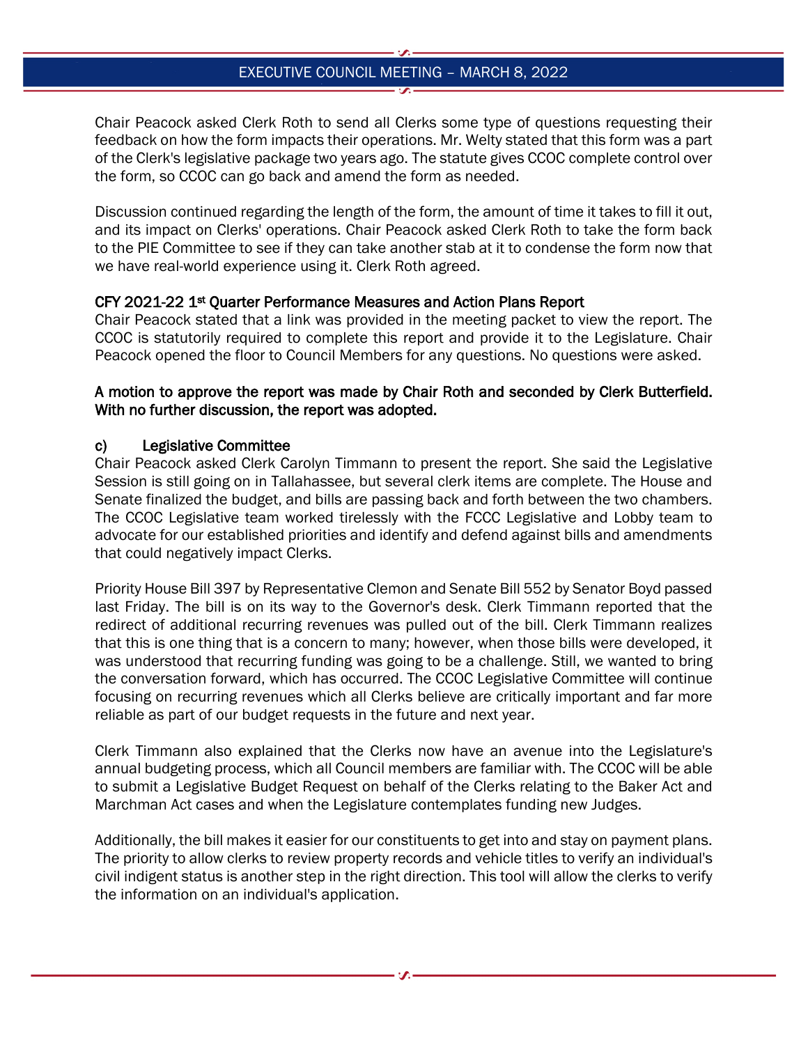Chair Peacock asked Clerk Roth to send all Clerks some type of questions requesting their feedback on how the form impacts their operations. Mr. Welty stated that this form was a part of the Clerk's legislative package two years ago. The statute gives CCOC complete control over the form, so CCOC can go back and amend the form as needed.

Discussion continued regarding the length of the form, the amount of time it takes to fill it out, and its impact on Clerks' operations. Chair Peacock asked Clerk Roth to take the form back to the PIE Committee to see if they can take another stab at it to condense the form now that we have real-world experience using it. Clerk Roth agreed.

**CFY 2021-22 1st Quarter Performance Measures and Action Plans Report**

Chair Peacock stated that a link was provided in the meeting packet to view the report. The CCOC is statutorily required to complete this report and provide it to the Legislature. Chair Peacock opened the floor to Council Members for any questions. No questions were asked.

**A motion to approve the report was made by Chair Roth and seconded by Clerk Butterfield. With no further discussion, the report was adopted.**

**c) Legislative Committee**

Chair Peacock asked Clerk Carolyn Timmann to present the report. She said the Legislative Session is still going on in Tallahassee, but several clerk items are complete. The House and Senate finalized the budget, and bills are passing back and forth between the two chambers. The CCOC Legislative team worked tirelessly with the FCCC Legislative and Lobby team to advocate for our established priorities and identify and defend against bills and amendments that could negatively impact Clerks.

Priority House Bill 397 by Representative Clemon and Senate Bill 552 by Senator Boyd passed last Friday. The bill is on its way to the Governor's desk. Clerk Timmann reported that the redirect of additional recurring revenues was pulled out of the bill. Clerk Timmann realizes that this is one thing that is a concern to many; however, when those bills were developed, it was understood that recurring funding was going to be a challenge. Still, we wanted to bring the conversation forward, which has occurred. The CCOC Legislative Committee will continue focusing on recurring revenues which all Clerks believe are critically important and far more reliable as part of our budget requests in the future and next year.

Clerk Timmann also explained that the Clerks now have an avenue into the Legislature's annual budgeting process, which all Council members are familiar with. The CCOC will be able to submit a Legislative Budget Request on behalf of the Clerks relating to the Baker Act and Marchman Act cases and when the Legislature contemplates funding new Judges.

Additionally, the bill makes it easier for our constituents to get into and stay on payment plans. The priority to allow clerks to review property records and vehicle titles to verify an individual's civil indigent status is another step in the right direction. This tool will allow the clerks to verify the information on an individual's application.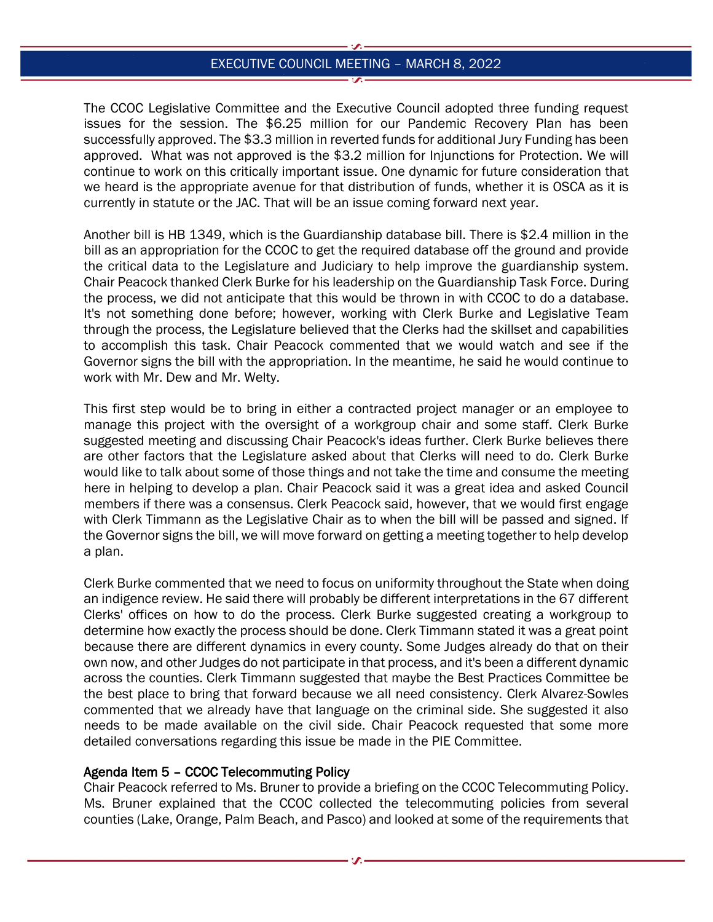The CCOC Legislative Committee and the Executive Council adopted three funding request issues for the session. The $6.25 million for our Pandemic Recovery Plan has been successfully approved. The $3.3 million in reverted funds for additional Jury Funding has been approved. What was not approved is the $3.2 million for Injunctions for Protection. We will continue to work on this critically important issue. One dynamic for future consideration that we heard is the appropriate avenue for that distribution of funds, whether it is OSCA as it is currently in statute or the JAC. That will be an issue coming forward next year.

Another bill is HB 1349, which is the Guardianship database bill. There is $2.4 million in the bill as an appropriation for the CCOC to get the required database off the ground and provide the critical data to the Legislature and Judiciary to help improve the guardianship system. Chair Peacock thanked Clerk Burke for his leadership on the Guardianship Task Force. During the process, we did not anticipate that this would be thrown in with CCOC to do a database. It's not something done before; however, working with Clerk Burke and Legislative Team through the process, the Legislature believed that the Clerks had the skillset and capabilities to accomplish this task. Chair Peacock commented that we would watch and see if the Governor signs the bill with the appropriation. In the meantime, he said he would continue to work with Mr. Dew and Mr. Welty.

This first step would be to bring in either a contracted project manager or an employee to manage this project with the oversight of a workgroup chair and some staff. Clerk Burke suggested meeting and discussing Chair Peacock's ideas further. Clerk Burke believes there are other factors that the Legislature asked about that Clerks will need to do. Clerk Burke would like to talk about some of those things and not take the time and consume the meeting here in helping to develop a plan. Chair Peacock said it was a great idea and asked Council members if there was a consensus. Clerk Peacock said, however, that we would first engage with Clerk Timmann as the Legislative Chair as to when the bill will be passed and signed. If the Governor signs the bill, we will move forward on getting a meeting together to help develop a plan.

Clerk Burke commented that we need to focus on uniformity throughout the State when doing an indigence review. He said there will probably be different interpretations in the 67 different Clerks' offices on how to do the process. Clerk Burke suggested creating a workgroup to determine how exactly the process should be done. Clerk Timmann stated it was a great point because there are different dynamics in every county. Some Judges already do that on their own now, and other Judges do not participate in that process, and it's been a different dynamic across the counties. Clerk Timmann suggested that maybe the Best Practices Committee be the best place to bring that forward because we all need consistency. Clerk Alvarez-Sowles commented that we already have that language on the criminal side. She suggested it also needs to be made available on the civil side. Chair Peacock requested that some more detailed conversations regarding this issue be made in the PIE Committee.

**Agenda Item 5 – CCOC Telecommuting Policy**

Chair Peacock referred to Ms. Bruner to provide a briefing on the CCOC Telecommuting Policy. Ms. Bruner explained that the CCOC collected the telecommuting policies from several counties (Lake, Orange, Palm Beach, and Pasco) and looked at some of the requirements that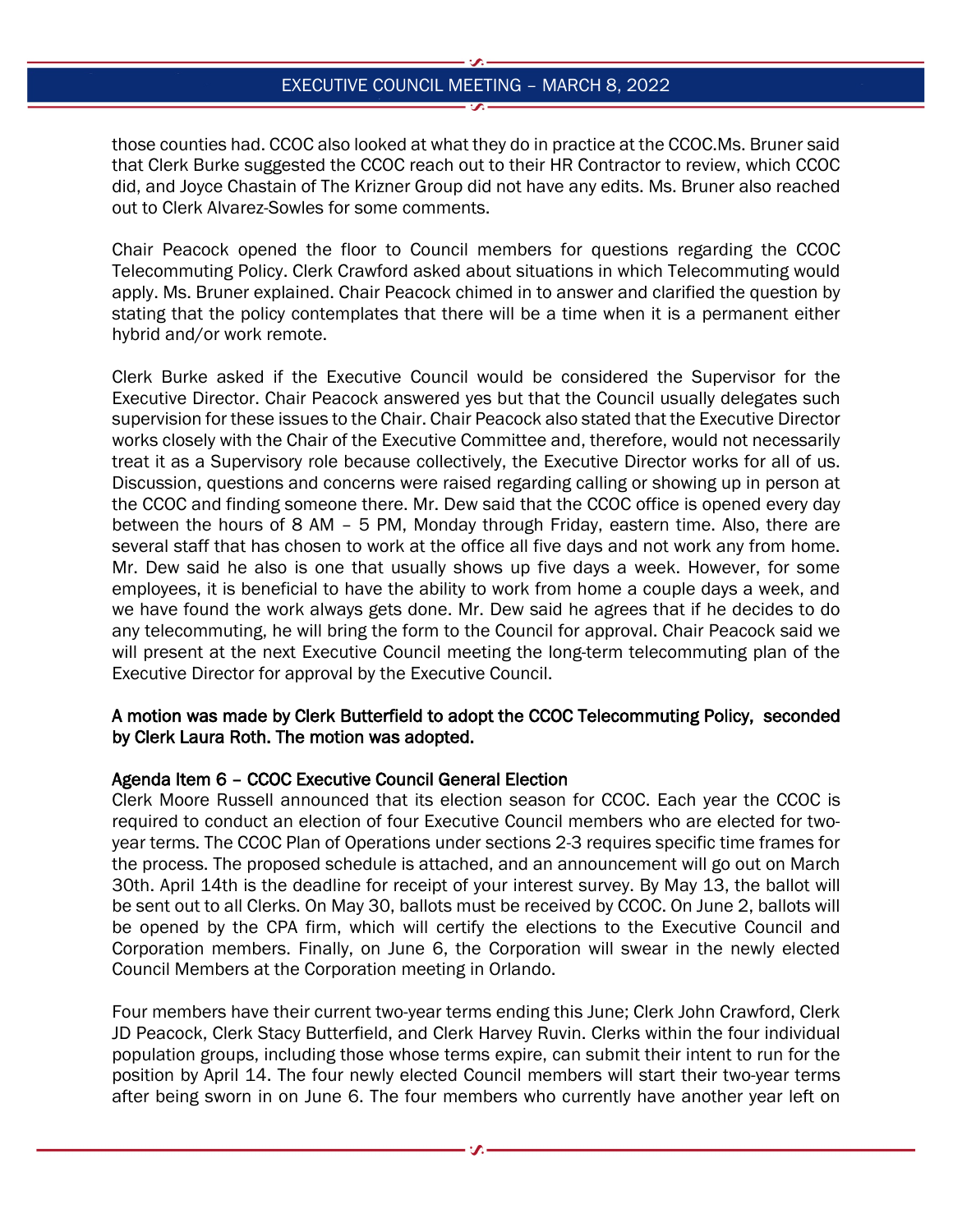those counties had. CCOC also looked at what they do in practice at the CCOC.Ms. Bruner said that Clerk Burke suggested the CCOC reach out to their HR Contractor to review, which CCOC did, and Joyce Chastain of The Krizner Group did not have any edits. Ms. Bruner also reached out to Clerk Alvarez-Sowles for some comments.

Chair Peacock opened the floor to Council members for questions regarding the CCOC Telecommuting Policy. Clerk Crawford asked about situations in which Telecommuting would apply. Ms. Bruner explained. Chair Peacock chimed in to answer and clarified the question by stating that the policy contemplates that there will be a time when it is a permanent either hybrid and/or work remote.

Clerk Burke asked if the Executive Council would be considered the Supervisor for the Executive Director. Chair Peacock answered yes but that the Council usually delegates such supervision for these issues to the Chair. Chair Peacock also stated that the Executive Director works closely with the Chair of the Executive Committee and, therefore, would not necessarily treat it as a Supervisory role because collectively, the Executive Director works for all of us. Discussion, questions and concerns were raised regarding calling or showing up in person at the CCOC and finding someone there. Mr. Dew said that the CCOC office is opened every day between the hours of 8 AM – 5 PM, Monday through Friday, eastern time. Also, there are several staff that has chosen to work at the office all five days and not work any from home. Mr. Dew said he also is one that usually shows up five days a week. However, for some employees, it is beneficial to have the ability to work from home a couple days a week, and we have found the work always gets done. Mr. Dew said he agrees that if he decides to do any telecommuting, he will bring the form to the Council for approval. Chair Peacock said we will present at the next Executive Council meeting the long-term telecommuting plan of the Executive Director for approval by the Executive Council.

**A motion was made by Clerk Butterfield to adopt the CCOC Telecommuting Policy, seconded by Clerk Laura Roth. The motion was adopted.**

**Agenda Item 6 – CCOC Executive Council General Election**

Clerk Moore Russell announced that its election season for CCOC. Each year the CCOC is required to conduct an election of four Executive Council members who are elected for two-year terms. The CCOC Plan of Operations under sections 2-3 requires specific time frames for the process. The proposed schedule is attached, and an announcement will go out on March 30th. April 14th is the deadline for receipt of your interest survey. By May 13, the ballot will be sent out to all Clerks. On May 30, ballots must be received by CCOC. On June 2, ballots will be opened by the CPA firm, which will certify the elections to the Executive Council and Corporation members. Finally, on June 6, the Corporation will swear in the newly elected Council Members at the Corporation meeting in Orlando.

Four members have their current two-year terms ending this June; Clerk John Crawford, Clerk JD Peacock, Clerk Stacy Butterfield, and Clerk Harvey Ruvin. Clerks within the four individual population groups, including those whose terms expire, can submit their intent to run for the position by April 14. The four newly elected Council members will start their two-year terms after being sworn in on June 6. The four members who currently have another year left on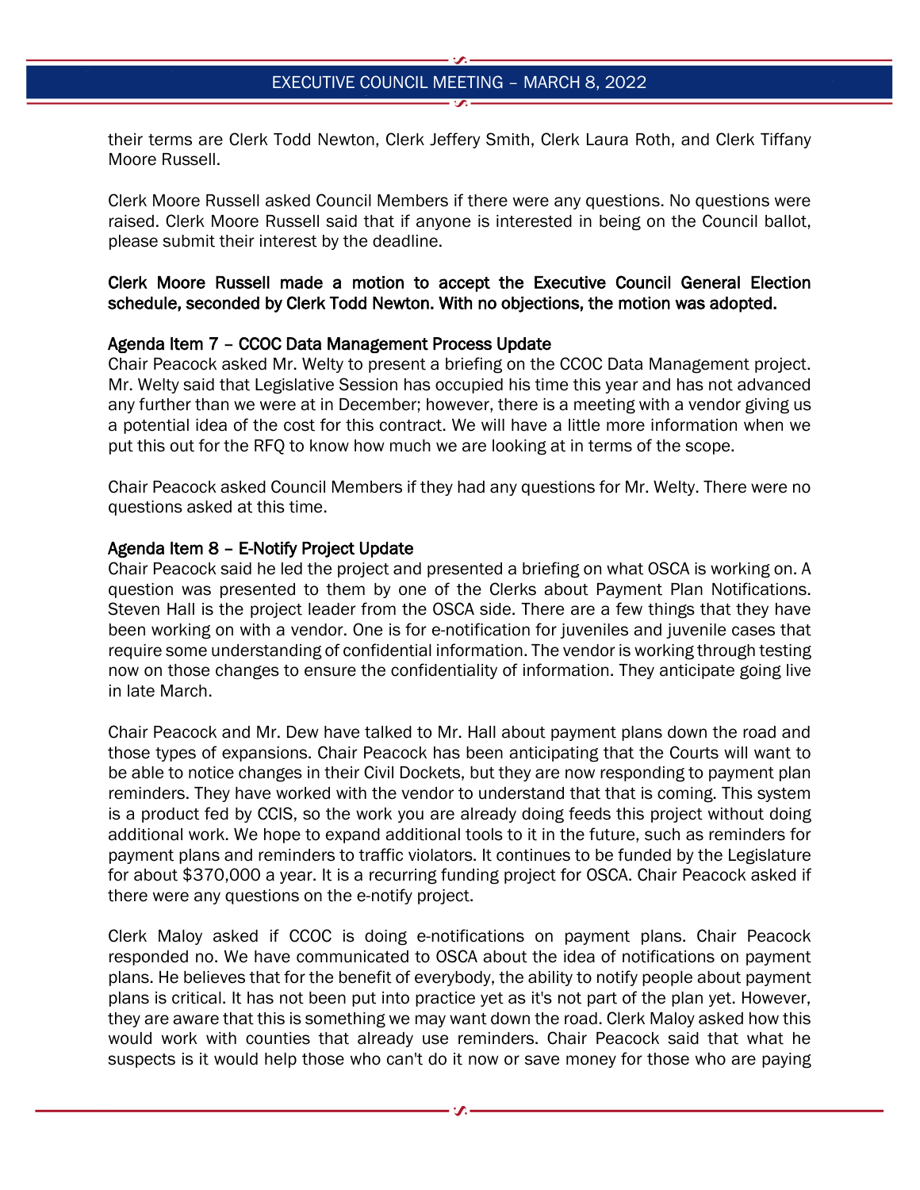their terms are Clerk Todd Newton, Clerk Jeffery Smith, Clerk Laura Roth, and Clerk Tiffany Moore Russell.

Clerk Moore Russell asked Council Members if there were any questions. No questions were raised. Clerk Moore Russell said that if anyone is interested in being on the Council ballot, please submit their interest by the deadline.

**Clerk Moore Russell made a motion to accept the Executive Council General Election schedule, seconded by Clerk Todd Newton. With no objections, the motion was adopted.**

### Agenda Item 7 – CCOC Data Management Process Update

Chair Peacock asked Mr. Welty to present a briefing on the CCOC Data Management project. Mr. Welty said that Legislative Session has occupied his time this year and has not advanced any further than we were at in December; however, there is a meeting with a vendor giving us a potential idea of the cost for this contract. We will have a little more information when we put this out for the RFQ to know how much we are looking at in terms of the scope.

Chair Peacock asked Council Members if they had any questions for Mr. Welty. There were no questions asked at this time.

### Agenda Item 8 – E-Notify Project Update

Chair Peacock said he led the project and presented a briefing on what OSCA is working on. A question was presented to them by one of the Clerks about Payment Plan Notifications. Steven Hall is the project leader from the OSCA side. There are a few things that they have been working on with a vendor. One is for e-notification for juveniles and juvenile cases that require some understanding of confidential information. The vendor is working through testing now on those changes to ensure the confidentiality of information. They anticipate going live in late March.

Chair Peacock and Mr. Dew have talked to Mr. Hall about payment plans down the road and those types of expansions. Chair Peacock has been anticipating that the Courts will want to be able to notice changes in their Civil Dockets, but they are now responding to payment plan reminders. They have worked with the vendor to understand that that is coming. This system is a product fed by CCIS, so the work you are already doing feeds this project without doing additional work. We hope to expand additional tools to it in the future, such as reminders for payment plans and reminders to traffic violators. It continues to be funded by the Legislature for about $370,000 a year. It is a recurring funding project for OSCA. Chair Peacock asked if there were any questions on the e-notify project.

Clerk Maloy asked if CCOC is doing e-notifications on payment plans. Chair Peacock responded no. We have communicated to OSCA about the idea of notifications on payment plans. He believes that for the benefit of everybody, the ability to notify people about payment plans is critical. It has not been put into practice yet as it's not part of the plan yet. However, they are aware that this is something we may want down the road. Clerk Maloy asked how this would work with counties that already use reminders. Chair Peacock said that what he suspects is it would help those who can't do it now or save money for those who are paying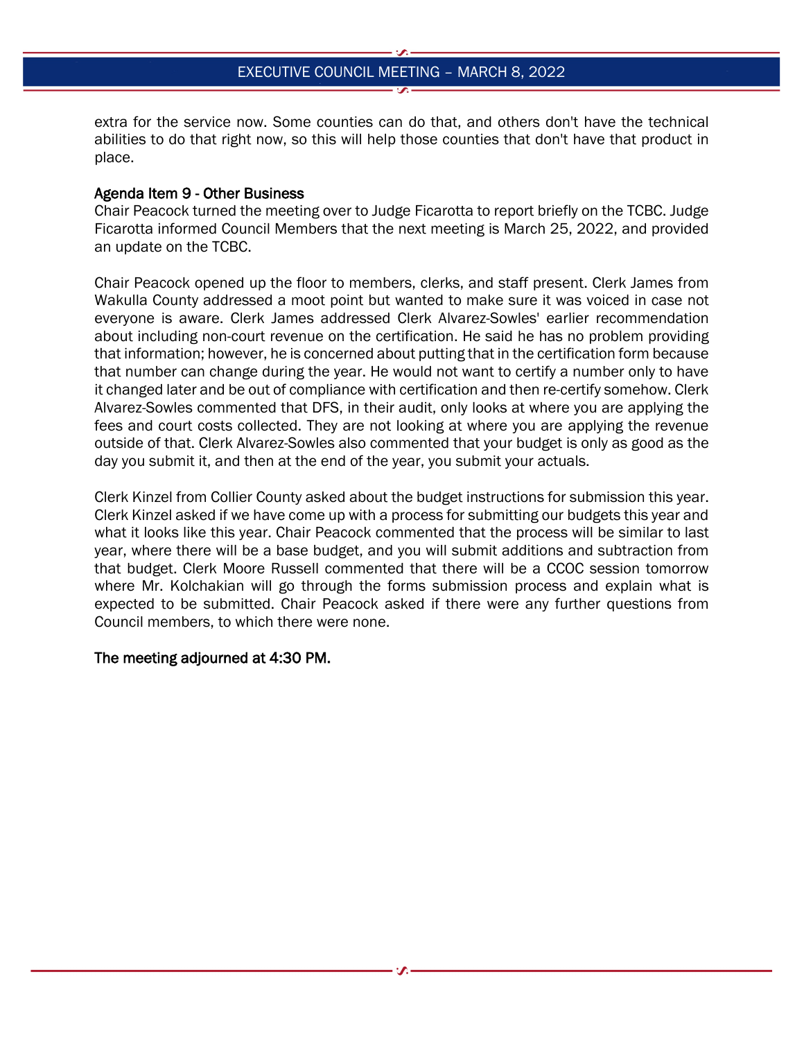extra for the service now. Some counties can do that, and others don't have the technical abilities to do that right now, so this will help those counties that don't have that product in place.

**Agenda Item 9 - Other Business**

Chair Peacock turned the meeting over to Judge Ficarotta to report briefly on the TCBC. Judge Ficarotta informed Council Members that the next meeting is March 25, 2022, and provided an update on the TCBC.

Chair Peacock opened up the floor to members, clerks, and staff present. Clerk James from Wakulla County addressed a moot point but wanted to make sure it was voiced in case not everyone is aware. Clerk James addressed Clerk Alvarez-Sowles' earlier recommendation about including non-court revenue on the certification. He said he has no problem providing that information; however, he is concerned about putting that in the certification form because that number can change during the year. He would not want to certify a number only to have it changed later and be out of compliance with certification and then re-certify somehow. Clerk Alvarez-Sowles commented that DFS, in their audit, only looks at where you are applying the fees and court costs collected. They are not looking at where you are applying the revenue outside of that. Clerk Alvarez-Sowles also commented that your budget is only as good as the day you submit it, and then at the end of the year, you submit your actuals.

Clerk Kinzel from Collier County asked about the budget instructions for submission this year. Clerk Kinzel asked if we have come up with a process for submitting our budgets this year and what it looks like this year. Chair Peacock commented that the process will be similar to last year, where there will be a base budget, and you will submit additions and subtraction from that budget. Clerk Moore Russell commented that there will be a CCOC session tomorrow where Mr. Kolchakian will go through the forms submission process and explain what is expected to be submitted. Chair Peacock asked if there were any further questions from Council members, to which there were none.

**The meeting adjourned at 4:30 PM.**